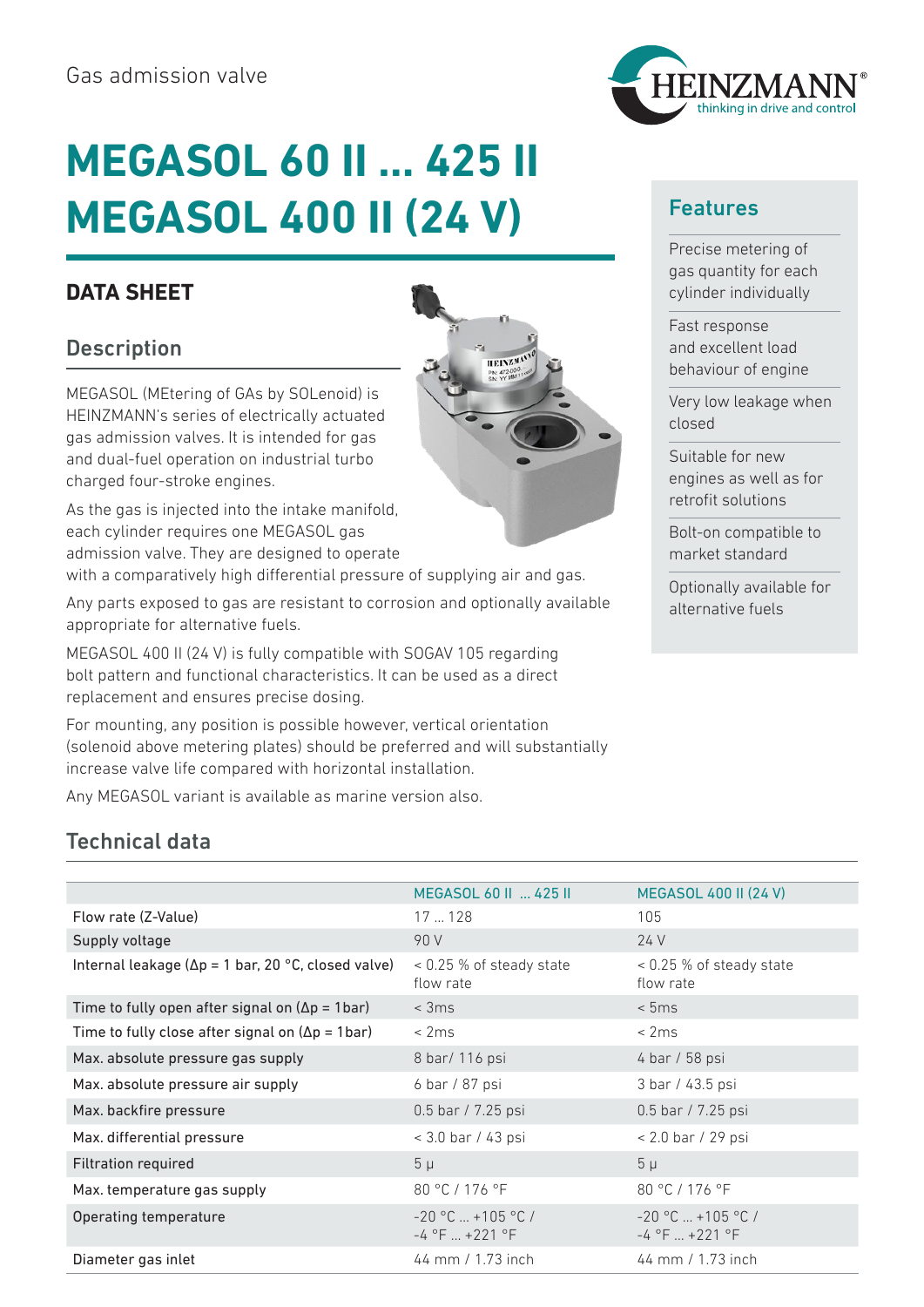Gas admission valve

# MEGASOL 60 II ... 425 II
# MEGASOL 400 II (24 V)

## DATA SHEET

### Description

MEGASOL (MEtering of GAs by SOLenoid) is HEINZMANN's series of electrically actuated gas admission valves. It is intended for gas and dual-fuel operation on industrial turbo charged four-stroke engines.

As the gas is injected into the intake manifold, each cylinder requires one MEGASOL gas admission valve. They are designed to operate with a comparatively high differential pressure of supplying air and gas.

Any parts exposed to gas are resistant to corrosion and optionally available appropriate for alternative fuels.

MEGASOL 400 II (24 V) is fully compatible with SOGAV 105 regarding bolt pattern and functional characteristics. It can be used as a direct replacement and ensures precise dosing.

For mounting, any position is possible however, vertical orientation (solenoid above metering plates) should be preferred and will substantially increase valve life compared with horizontal installation.

Any MEGASOL variant is available as marine version also.

### Features

- Precise metering of gas quantity for each cylinder individually
- Fast response and excellent load behaviour of engine
- Very low leakage when closed
- Suitable for new engines as well as for retrofit solutions
- Bolt-on compatible to market standard
- Optionally available for alternative fuels

### Technical data

| | MEGASOL 60 II ... 425 II | MEGASOL 400 II (24 V) |
|---|---|---|
| Flow rate (Z-Value) | 17 ... 128 | 105 |
| Supply voltage | 90 V | 24 V |
| Internal leakage (Δp = 1 bar, 20 °C, closed valve) | < 0.25 % of steady state flow rate | < 0.25 % of steady state flow rate |
| Time to fully open after signal on (Δp = 1bar) | < 3ms | < 5ms |
| Time to fully close after signal on (Δp = 1bar) | < 2ms | < 2ms |
| Max. absolute pressure gas supply | 8 bar/ 116 psi | 4 bar / 58 psi |
| Max. absolute pressure air supply | 6 bar / 87 psi | 3 bar / 43.5 psi |
| Max. backfire pressure | 0.5 bar / 7.25 psi | 0.5 bar / 7.25 psi |
| Max. differential pressure | < 3.0 bar / 43 psi | < 2.0 bar / 29 psi |
| Filtration required | 5 µ | 5 µ |
| Max. temperature gas supply | 80 °C / 176 °F | 80 °C / 176 °F |
| Operating temperature | -20 °C ... +105 °C / -4 °F ... +221 °F | -20 °C ... +105 °C / -4 °F ... +221 °F |
| Diameter gas inlet | 44 mm / 1.73 inch | 44 mm / 1.73 inch |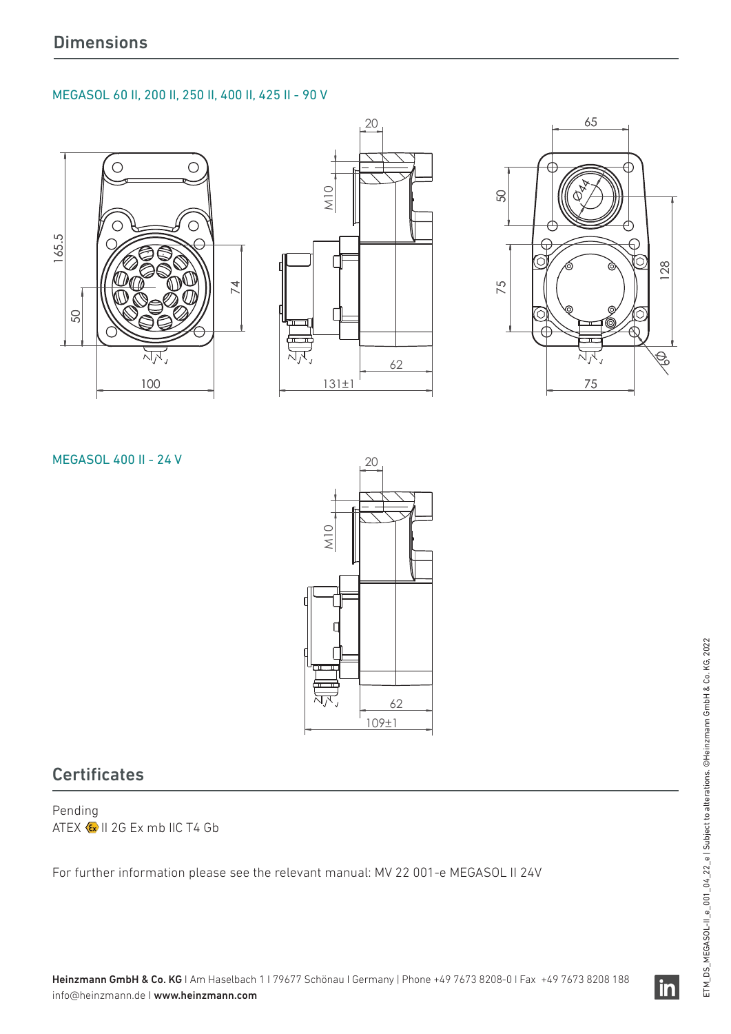## Dimensions

MEGASOL 60 II, 200 II, 250 II, 400 II, 425 II - 90 V

165.5
50
100
74
20
M10
62
131±1
65
50
Ø44
75
128
75
Ø9

MEGASOL 400 II - 24 V

20
M10
62
109±1

## Certificates

Pending
ATEX Ex II 2G Ex mb IIC T4 Gb

For further information please see the relevant manual: MV 22 001-e MEGASOL II 24V

**Heinzmann GmbH & Co. KG** I Am Haselbach 1 I 79677 Schönau I Germany I Phone +49 7673 8208-0 I Fax +49 7673 8208 188
info@heinzmann.de I **www.heinzmann.com**

ETM_DS_MEGASOL-II_e_001_04_22_e | Subject to alterations. ©Heinzmann GmbH & Co. KG, 2022